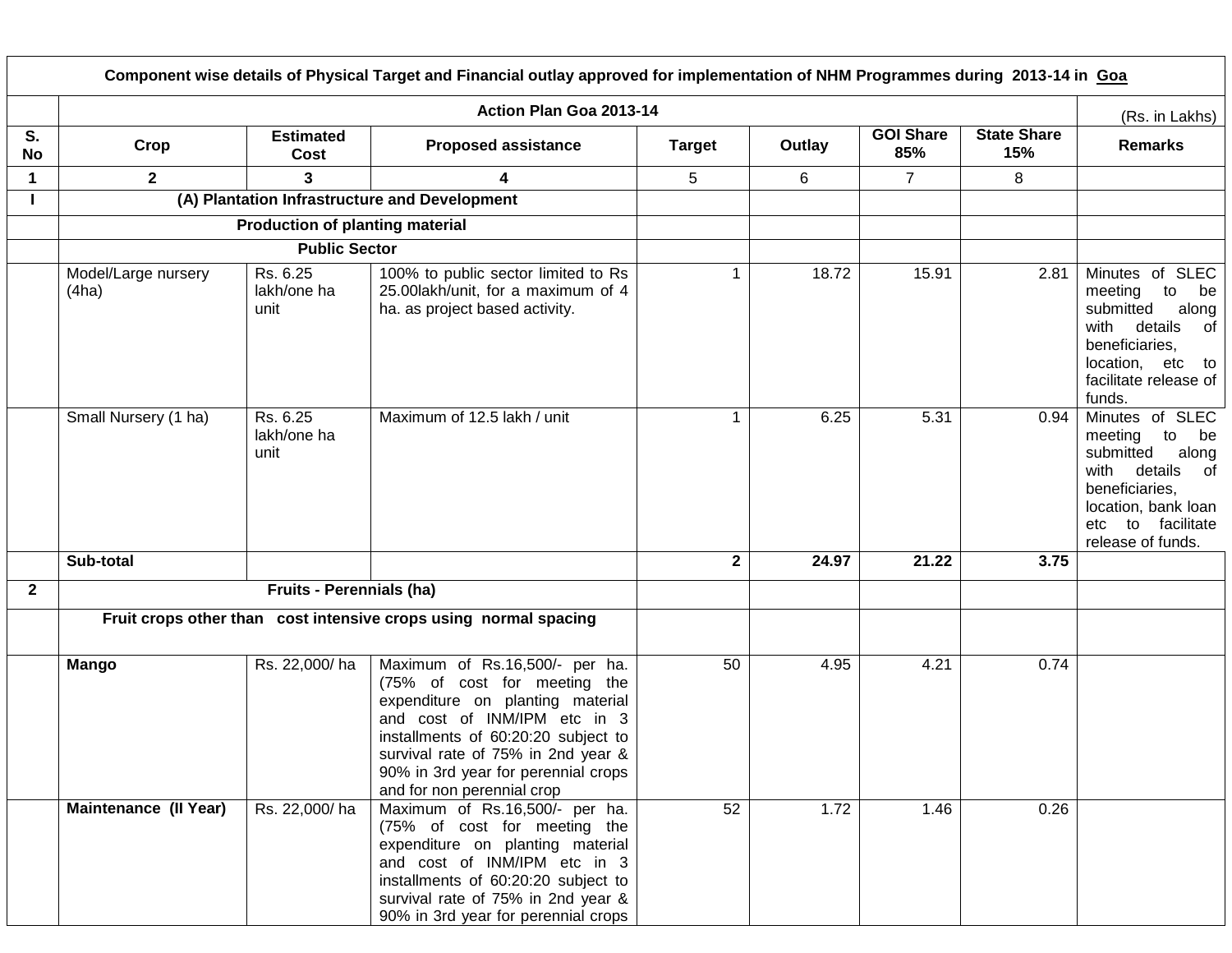| Component wise details of Physical Target and Financial outlay approved for implementation of NHM Programmes during 2013-14 in Goa | | | | | | | | |
|---|---|---|---|---|---|---|---|---|
| | Action Plan Goa 2013-14 | | | | | | | (Rs. in Lakhs) |
| S. No | Crop | Estimated Cost | Proposed assistance | Target | Outlay | GOI Share 85% | State Share 15% | Remarks |
| 1 | 2 | 3 | 4 | 5 | 6 | 7 | 8 | |
| I | **(A) Plantation Infrastructure and Development** | | | | | | | |
| | **Production of planting material** | | | | | | | |
| | **Public Sector** | | | | | | | |
| | Model/Large nursery (4ha) | Rs. 6.25 lakh/one ha unit | 100% to public sector limited to Rs 25.00lakh/unit, for a maximum of 4 ha. as project based activity. | 1 | 18.72 | 15.91 | 2.81 | Minutes of SLEC meeting to be submitted along with details of beneficiaries, location, etc to facilitate release of funds. |
| | Small Nursery (1 ha) | Rs. 6.25 lakh/one ha unit | Maximum of 12.5 lakh / unit | 1 | 6.25 | 5.31 | 0.94 | Minutes of SLEC meeting to be submitted along with details of beneficiaries, location, bank loan etc to facilitate release of funds. |
| | **Sub-total** | | | **2** | **24.97** | **21.22** | **3.75** | |
| **2** | **Fruits - Perennials (ha)** | | | | | | | |
| | **Fruit crops other than cost intensive crops using normal spacing** | | | | | | | |
| | **Mango** | Rs. 22,000/ ha | Maximum of Rs.16,500/- per ha. (75% of cost for meeting the expenditure on planting material and cost of INM/IPM etc in 3 installments of 60:20:20 subject to survival rate of 75% in 2nd year & 90% in 3rd year for perennial crops and for non perennial crop | 50 | 4.95 | 4.21 | 0.74 | |
| | **Maintenance (II Year)** | Rs. 22,000/ ha | Maximum of Rs.16,500/- per ha. (75% of cost for meeting the expenditure on planting material and cost of INM/IPM etc in 3 installments of 60:20:20 subject to survival rate of 75% in 2nd year & 90% in 3rd year for perennial crops | 52 | 1.72 | 1.46 | 0.26 | |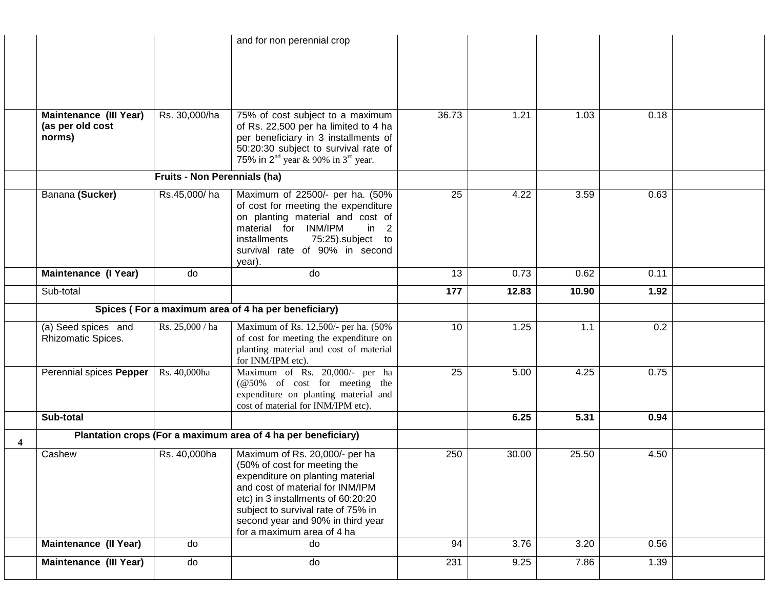| | | | | | | | | |
|---|---|---|---|---|---|---|---|---|
| | | | and for non perennial crop | | | | | |
| | **Maintenance (III Year) (as per old cost norms)** | Rs. 30,000/ha | 75% of cost subject to a maximum of Rs. 22,500 per ha limited to 4 ha per beneficiary in 3 installments of 50:20:30 subject to survival rate of 75% in 2nd year & 90% in 3rd year. | 36.73 | 1.21 | 1.03 | 0.18 | |
| | **Fruits - Non Perennials (ha)** | | | | | | | |
| | Banana **(Sucker)** | Rs.45,000/ ha | Maximum of 22500/- per ha. (50% of cost for meeting the expenditure on planting material and cost of material for INM/IPM in 2 installments 75:25).subject to survival rate of 90% in second year). | 25 | 4.22 | 3.59 | 0.63 | |
| | **Maintenance (I Year)** | do | do | 13 | 0.73 | 0.62 | 0.11 | |
| | Sub-total | | | **177** | **12.83** | **10.90** | **1.92** | |
| | **Spices ( For a maximum area of 4 ha per beneficiary)** | | | | | | | |
| | (a) Seed spices and Rhizomatic Spices. | Rs. 25,000 / ha | Maximum of Rs. 12,500/- per ha. (50% of cost for meeting the expenditure on planting material and cost of material for INM/IPM etc). | 10 | 1.25 | 1.1 | 0.2 | |
| | Perennial spices **Pepper** | Rs. 40,000ha | Maximum of Rs. 20,000/- per ha (@50% of cost for meeting the expenditure on planting material and cost of material for INM/IPM etc). | 25 | 5.00 | 4.25 | 0.75 | |
| | **Sub-total** | | | | **6.25** | **5.31** | **0.94** | |
| **4** | **Plantation crops (For a maximum area of 4 ha per beneficiary)** | | | | | | | |
| | Cashew | Rs. 40,000ha | Maximum of Rs. 20,000/- per ha (50% of cost for meeting the expenditure on planting material and cost of material for INM/IPM etc) in 3 installments of 60:20:20 subject to survival rate of 75% in second year and 90% in third year for a maximum area of 4 ha | 250 | 30.00 | 25.50 | 4.50 | |
| | **Maintenance (II Year)** | do | do | 94 | 3.76 | 3.20 | 0.56 | |
| | **Maintenance (III Year)** | do | do | 231 | 9.25 | 7.86 | 1.39 | |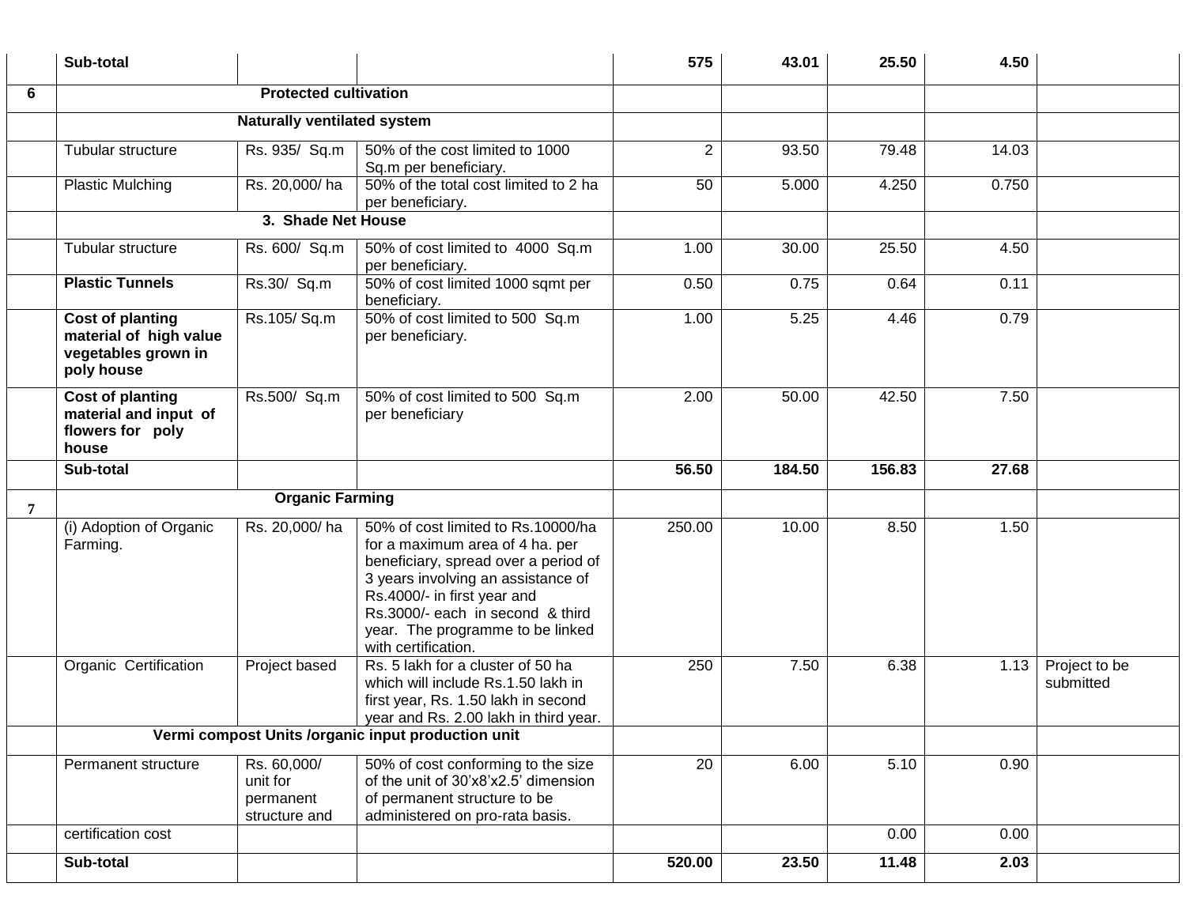| | Sub-total | | | 575 | 43.01 | 25.50 | 4.50 | |
|---|---|---|---|---|---|---|---|---|
| 6 | **Protected cultivation** | | | | | | | |
| | **Naturally ventilated system** | | | | | | | |
| | Tubular structure | Rs. 935/ Sq.m | 50% of the cost limited to 1000 Sq.m per beneficiary. | 2 | 93.50 | 79.48 | 14.03 | |
| | Plastic Mulching | Rs. 20,000/ ha | 50% of the total cost limited to 2 ha per beneficiary. | 50 | 5.000 | 4.250 | 0.750 | |
| | **3. Shade Net House** | | | | | | | |
| | Tubular structure | Rs. 600/ Sq.m | 50% of cost limited to 4000 Sq.m per beneficiary. | 1.00 | 30.00 | 25.50 | 4.50 | |
| | **Plastic Tunnels** | Rs.30/ Sq.m | 50% of cost limited 1000 sqmt per beneficiary. | 0.50 | 0.75 | 0.64 | 0.11 | |
| | **Cost of planting material of high value vegetables grown in poly house** | Rs.105/ Sq.m | 50% of cost limited to 500 Sq.m per beneficiary. | 1.00 | 5.25 | 4.46 | 0.79 | |
| | **Cost of planting material and input of flowers for poly house** | Rs.500/ Sq.m | 50% of cost limited to 500 Sq.m per beneficiary | 2.00 | 50.00 | 42.50 | 7.50 | |
| | **Sub-total** | | | **56.50** | **184.50** | **156.83** | **27.68** | |
| 7 | **Organic Farming** | | | | | | | |
| | (i) Adoption of Organic Farming. | Rs. 20,000/ ha | 50% of cost limited to Rs.10000/ha for a maximum area of 4 ha. per beneficiary, spread over a period of 3 years involving an assistance of Rs.4000/- in first year and Rs.3000/- each in second & third year. The programme to be linked with certification. | 250.00 | 10.00 | 8.50 | 1.50 | |
| | Organic Certification | Project based | Rs. 5 lakh for a cluster of 50 ha which will include Rs.1.50 lakh in first year, Rs. 1.50 lakh in second year and Rs. 2.00 lakh in third year. | 250 | 7.50 | 6.38 | 1.13 | Project to be submitted |
| | **Vermi compost Units /organic input production unit** | | | | | | | |
| | Permanent structure | Rs. 60,000/ unit for permanent structure and | 50% of cost conforming to the size of the unit of 30'x8'x2.5' dimension of permanent structure to be administered on pro-rata basis. | 20 | 6.00 | 5.10 | 0.90 | |
| | certification cost | | | | | 0.00 | 0.00 | |
| | **Sub-total** | | | **520.00** | **23.50** | **11.48** | **2.03** | |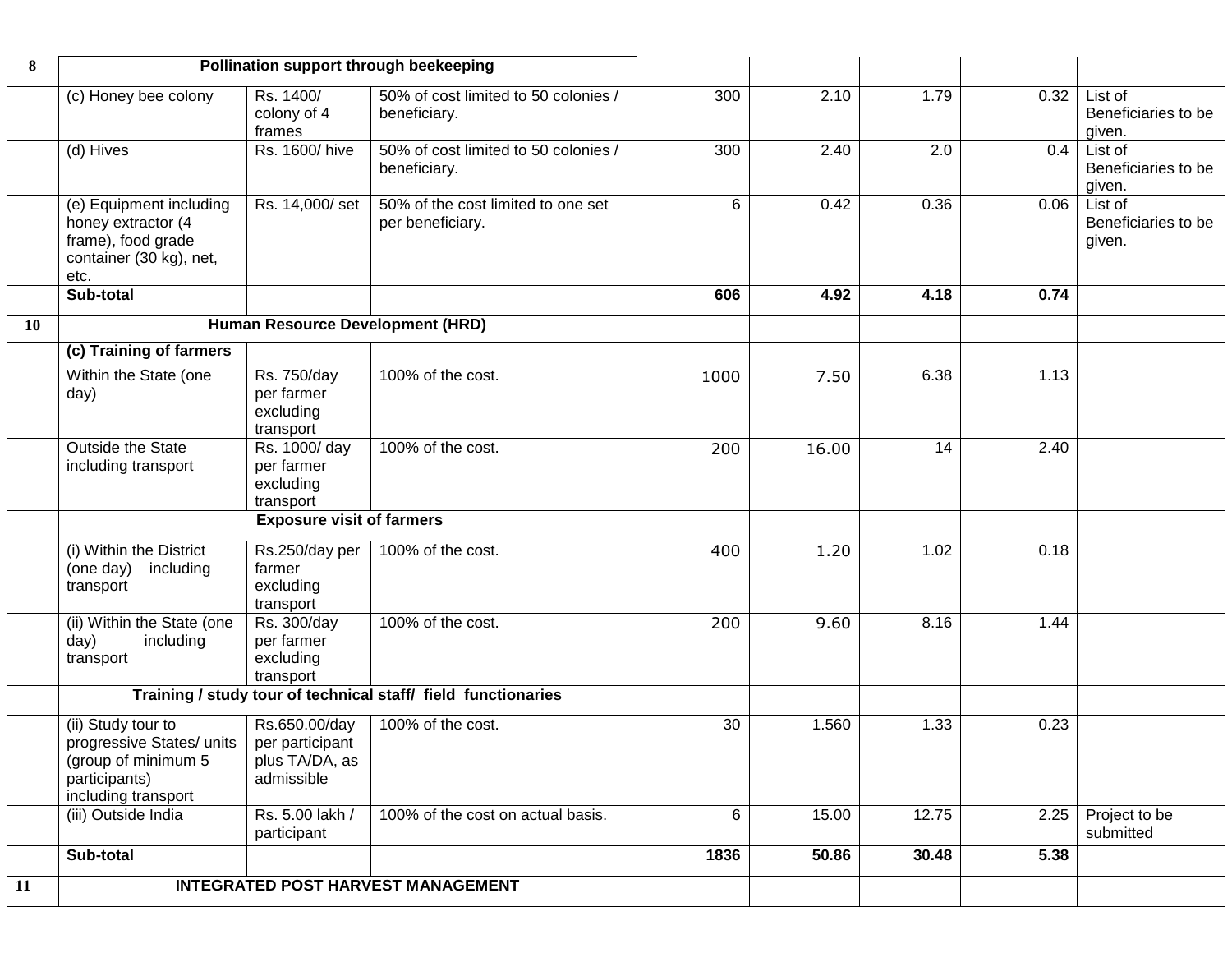| | | | | | | | | |
|---|---|---|---|---|---|---|---|---|
| 8 | **Pollination support through beekeeping** | | | | | | | |
| | (c) Honey bee colony | Rs. 1400/ colony of 4 frames | 50% of cost limited to 50 colonies / beneficiary. | 300 | 2.10 | 1.79 | 0.32 | List of Beneficiaries to be given. |
| | (d) Hives | Rs. 1600/ hive | 50% of cost limited to 50 colonies / beneficiary. | 300 | 2.40 | 2.0 | 0.4 | List of Beneficiaries to be given. |
| | (e) Equipment including honey extractor (4 frame), food grade container (30 kg), net, etc. | Rs. 14,000/ set | 50% of the cost limited to one set per beneficiary. | 6 | 0.42 | 0.36 | 0.06 | List of Beneficiaries to be given. |
| | **Sub-total** | | | **606** | **4.92** | **4.18** | **0.74** | |
| 10 | **Human Resource Development (HRD)** | | | | | | | |
| | **(c) Training of farmers** | | | | | | | |
| | Within the State (one day) | Rs. 750/day per farmer excluding transport | 100% of the cost. | 1000 | 7.50 | 6.38 | 1.13 | |
| | Outside the State including transport | Rs. 1000/ day per farmer excluding transport | 100% of the cost. | 200 | 16.00 | 14 | 2.40 | |
| | **Exposure visit of farmers** | | | | | | | |
| | (i) Within the District (one day) including transport | Rs.250/day per farmer excluding transport | 100% of the cost. | 400 | 1.20 | 1.02 | 0.18 | |
| | (ii) Within the State (one day) including transport | Rs. 300/day per farmer excluding transport | 100% of the cost. | 200 | 9.60 | 8.16 | 1.44 | |
| | **Training / study tour of technical staff/ field functionaries** | | | | | | | |
| | (ii) Study tour to progressive States/ units (group of minimum 5 participants) including transport | Rs.650.00/day per participant plus TA/DA, as admissible | 100% of the cost. | 30 | 1.560 | 1.33 | 0.23 | |
| | (iii) Outside India | Rs. 5.00 lakh / participant | 100% of the cost on actual basis. | 6 | 15.00 | 12.75 | 2.25 | Project to be submitted |
| | **Sub-total** | | | **1836** | **50.86** | **30.48** | **5.38** | |
| 11 | **INTEGRATED POST HARVEST MANAGEMENT** | | | | | | | |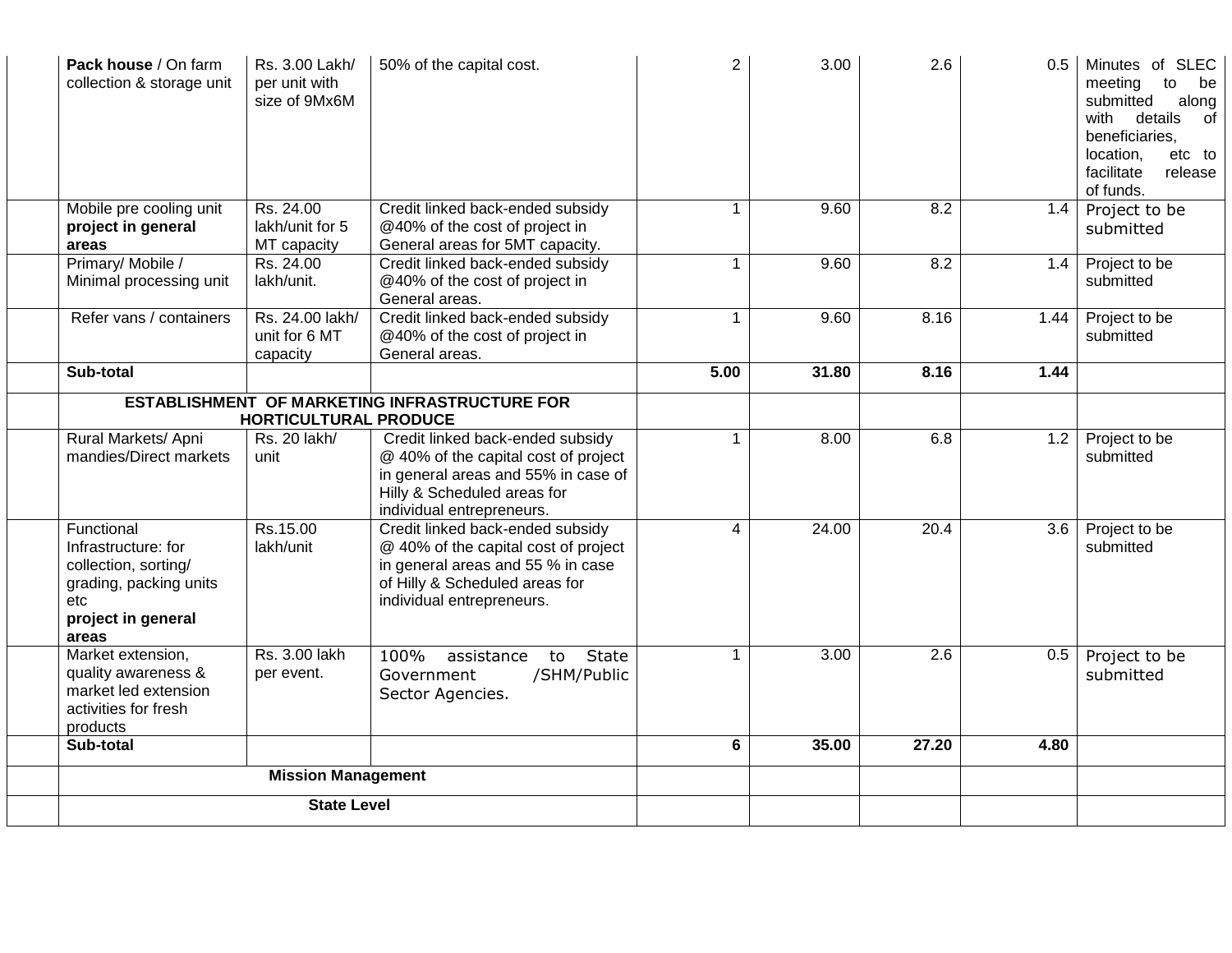| | | | | | | | | |
|---|---|---|---|---|---|---|---|---|
| | **Pack house** / On farm collection & storage unit | Rs. 3.00 Lakh/ per unit with size of 9Mx6M | 50% of the capital cost. | 2 | 3.00 | 2.6 | 0.5 | Minutes of SLEC meeting to be submitted along with details of beneficiaries, location, etc to facilitate release of funds. |
| | Mobile pre cooling unit **project in general areas** | Rs. 24.00 lakh/unit for 5 MT capacity | Credit linked back-ended subsidy @40% of the cost of project in General areas for 5MT capacity. | 1 | 9.60 | 8.2 | 1.4 | Project to be submitted |
| | Primary/ Mobile / Minimal processing unit | Rs. 24.00 lakh/unit. | Credit linked back-ended subsidy @40% of the cost of project in General areas. | 1 | 9.60 | 8.2 | 1.4 | Project to be submitted |
| | Refer vans / containers | Rs. 24.00 lakh/ unit for 6 MT capacity | Credit linked back-ended subsidy @40% of the cost of project in General areas. | 1 | 9.60 | 8.16 | 1.44 | Project to be submitted |
| | **Sub-total** | | | **5.00** | **31.80** | **8.16** | **1.44** | |
| | **ESTABLISHMENT OF MARKETING INFRASTRUCTURE FOR HORTICULTURAL PRODUCE** | | | | | | | |
| | Rural Markets/ Apni mandies/Direct markets | Rs. 20 lakh/ unit | Credit linked back-ended subsidy @ 40% of the capital cost of project in general areas and 55% in case of Hilly & Scheduled areas for individual entrepreneurs. | 1 | 8.00 | 6.8 | 1.2 | Project to be submitted |
| | Functional Infrastructure: for collection, sorting/ grading, packing units etc **project in general areas** | Rs.15.00 lakh/unit | Credit linked back-ended subsidy @ 40% of the capital cost of project in general areas and 55 % in case of Hilly & Scheduled areas for individual entrepreneurs. | 4 | 24.00 | 20.4 | 3.6 | Project to be submitted |
| | Market extension, quality awareness & market led extension activities for fresh products | Rs. 3.00 lakh per event. | 100% assistance to State Government /SHM/Public Sector Agencies. | 1 | 3.00 | 2.6 | 0.5 | Project to be submitted |
| | **Sub-total** | | | **6** | **35.00** | **27.20** | **4.80** | |
| | **Mission Management** | | | | | | | |
| | **State Level** | | | | | | | |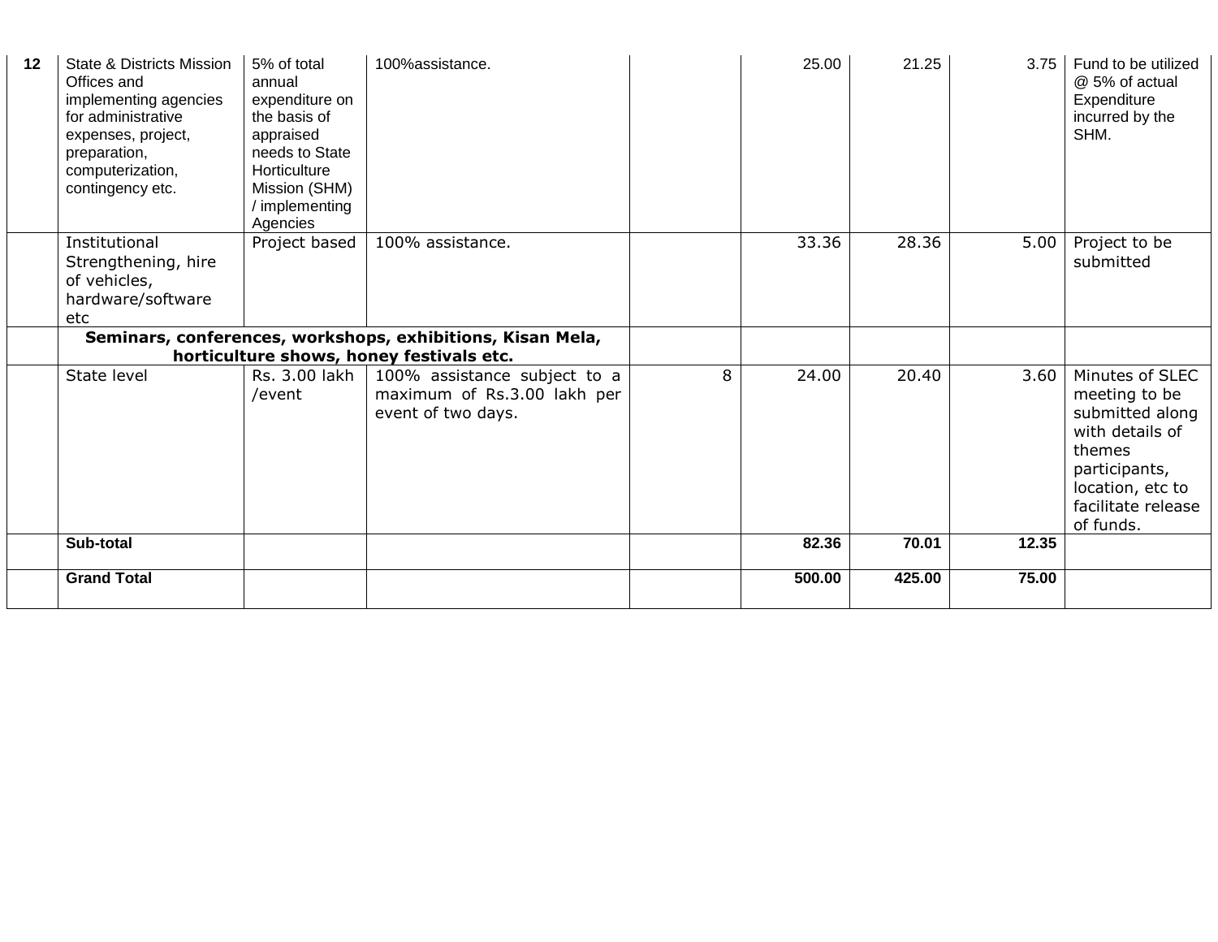| | | | | | | | | |
|---|---|---|---|---|---|---|---|---|
| **12** | State & Districts Mission Offices and implementing agencies for administrative expenses, project, preparation, computerization, contingency etc. | 5% of total annual expenditure on the basis of appraised needs to State Horticulture Mission (SHM) / implementing Agencies | 100%assistance. | | 25.00 | 21.25 | 3.75 | Fund to be utilized @ 5% of actual Expenditure incurred by the SHM. |
| | Institutional Strengthening, hire of vehicles, hardware/software etc | Project based | 100% assistance. | | 33.36 | 28.36 | 5.00 | Project to be submitted |
| | **Seminars, conferences, workshops, exhibitions, Kisan Mela, horticulture shows, honey festivals etc.** | | | | | | | |
| | State level | Rs. 3.00 lakh /event | 100% assistance subject to a maximum of Rs.3.00 lakh per event of two days. | 8 | 24.00 | 20.40 | 3.60 | Minutes of SLEC meeting to be submitted along with details of themes participants, location, etc to facilitate release of funds. |
| | **Sub-total** | | | | **82.36** | **70.01** | **12.35** | |
| | **Grand Total** | | | | **500.00** | **425.00** | **75.00** | |